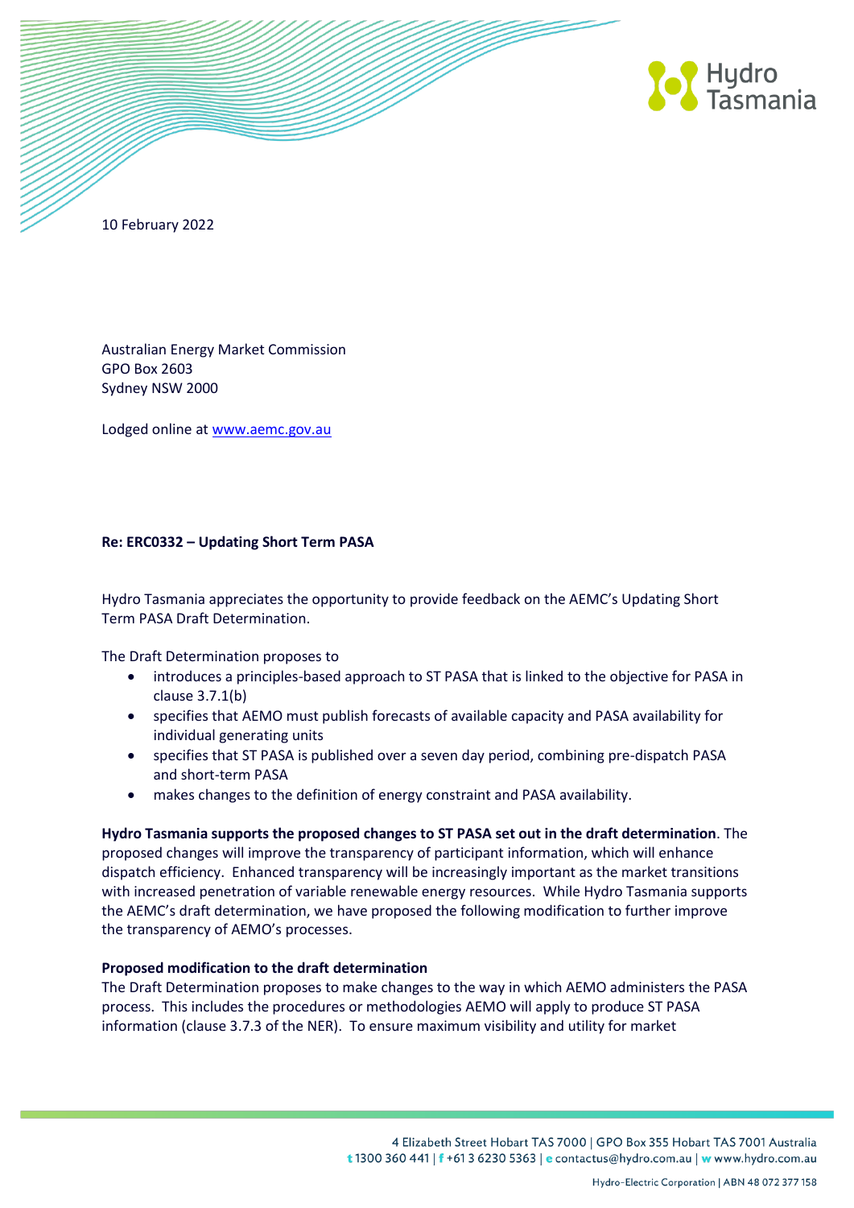10 February 2022

Australian Energy Market Commission
GPO Box 2603
Sydney NSW 2000

Lodged online at www.aemc.gov.au

**Re: ERC0332 – Updating Short Term PASA**

Hydro Tasmania appreciates the opportunity to provide feedback on the AEMC's Updating Short Term PASA Draft Determination.

The Draft Determination proposes to

- introduces a principles-based approach to ST PASA that is linked to the objective for PASA in clause 3.7.1(b)
- specifies that AEMO must publish forecasts of available capacity and PASA availability for individual generating units
- specifies that ST PASA is published over a seven day period, combining pre-dispatch PASA and short-term PASA
- makes changes to the definition of energy constraint and PASA availability.

**Hydro Tasmania supports the proposed changes to ST PASA set out in the draft determination**. The proposed changes will improve the transparency of participant information, which will enhance dispatch efficiency. Enhanced transparency will be increasingly important as the market transitions with increased penetration of variable renewable energy resources. While Hydro Tasmania supports the AEMC's draft determination, we have proposed the following modification to further improve the transparency of AEMO's processes.

**Proposed modification to the draft determination**

The Draft Determination proposes to make changes to the way in which AEMO administers the PASA process. This includes the procedures or methodologies AEMO will apply to produce ST PASA information (clause 3.7.3 of the NER). To ensure maximum visibility and utility for market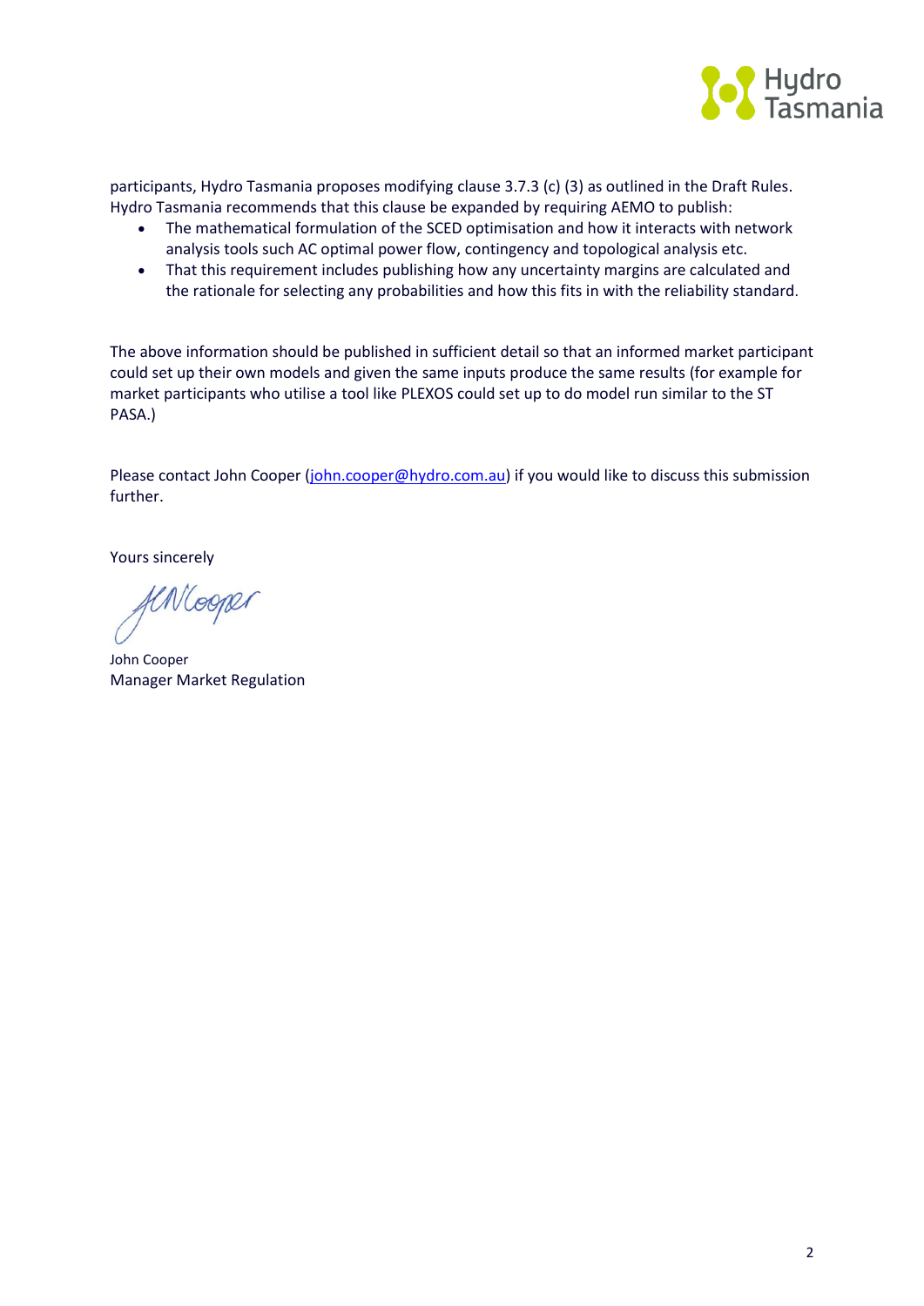participants, Hydro Tasmania proposes modifying clause 3.7.3 (c) (3) as outlined in the Draft Rules. Hydro Tasmania recommends that this clause be expanded by requiring AEMO to publish:

- The mathematical formulation of the SCED optimisation and how it interacts with network analysis tools such AC optimal power flow, contingency and topological analysis etc.
- That this requirement includes publishing how any uncertainty margins are calculated and the rationale for selecting any probabilities and how this fits in with the reliability standard.

The above information should be published in sufficient detail so that an informed market participant could set up their own models and given the same inputs produce the same results (for example for market participants who utilise a tool like PLEXOS could set up to do model run similar to the ST PASA.)

Please contact John Cooper (john.cooper@hydro.com.au) if you would like to discuss this submission further.

Yours sincerely

John Cooper
Manager Market Regulation